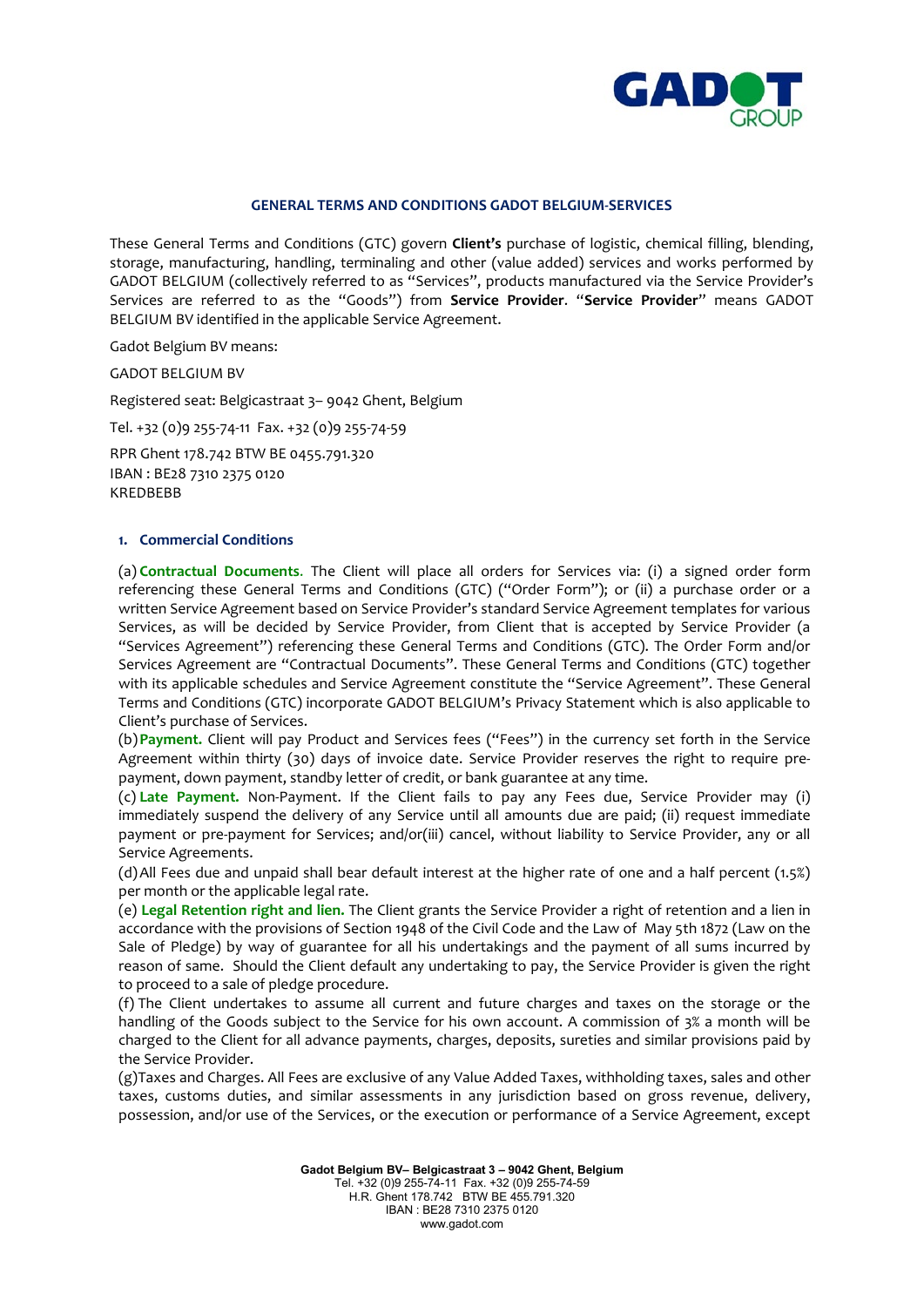## GENERAL TERMS AND CONDITIONS GADOT BELGIUM-SERVICES

These General Terms and Conditions (GTC) govern **Client's** purchase of logistic, chemical filling, blending, storage, manufacturing, handling, terminaling and other (value added) services and works performed by GADOT BELGIUM (collectively referred to as "Services", products manufactured via the Service Provider's Services are referred to as the "Goods") from **Service Provider**. "**Service Provider**" means GADOT BELGIUM BV identified in the applicable Service Agreement.

Gadot Belgium BV means:

GADOT BELGIUM BV

Registered seat: Belgicastraat 3– 9042 Ghent, Belgium

Tel. +32 (0)9 255-74-11 Fax. +32 (0)9 255-74-59

RPR Ghent 178.742 BTW BE 0455.791.320
IBAN : BE28 7310 2375 0120
KREDBEBB

### 1. Commercial Conditions

(a) **Contractual Documents**. The Client will place all orders for Services via: (i) a signed order form referencing these General Terms and Conditions (GTC) ("Order Form"); or (ii) a purchase order or a written Service Agreement based on Service Provider's standard Service Agreement templates for various Services, as will be decided by Service Provider, from Client that is accepted by Service Provider (a "Services Agreement") referencing these General Terms and Conditions (GTC). The Order Form and/or Services Agreement are "Contractual Documents". These General Terms and Conditions (GTC) together with its applicable schedules and Service Agreement constitute the "Service Agreement". These General Terms and Conditions (GTC) incorporate GADOT BELGIUM's Privacy Statement which is also applicable to Client's purchase of Services.

(b) **Payment.** Client will pay Product and Services fees ("Fees") in the currency set forth in the Service Agreement within thirty (30) days of invoice date. Service Provider reserves the right to require pre-payment, down payment, standby letter of credit, or bank guarantee at any time.

(c) **Late Payment.** Non-Payment. If the Client fails to pay any Fees due, Service Provider may (i) immediately suspend the delivery of any Service until all amounts due are paid; (ii) request immediate payment or pre-payment for Services; and/or(iii) cancel, without liability to Service Provider, any or all Service Agreements.

(d) All Fees due and unpaid shall bear default interest at the higher rate of one and a half percent (1.5%) per month or the applicable legal rate.

(e) **Legal Retention right and lien.** The Client grants the Service Provider a right of retention and a lien in accordance with the provisions of Section 1948 of the Civil Code and the Law of May 5th 1872 (Law on the Sale of Pledge) by way of guarantee for all his undertakings and the payment of all sums incurred by reason of same. Should the Client default any undertaking to pay, the Service Provider is given the right to proceed to a sale of pledge procedure.

(f) The Client undertakes to assume all current and future charges and taxes on the storage or the handling of the Goods subject to the Service for his own account. A commission of 3% a month will be charged to the Client for all advance payments, charges, deposits, sureties and similar provisions paid by the Service Provider.

(g) Taxes and Charges. All Fees are exclusive of any Value Added Taxes, withholding taxes, sales and other taxes, customs duties, and similar assessments in any jurisdiction based on gross revenue, delivery, possession, and/or use of the Services, or the execution or performance of a Service Agreement, except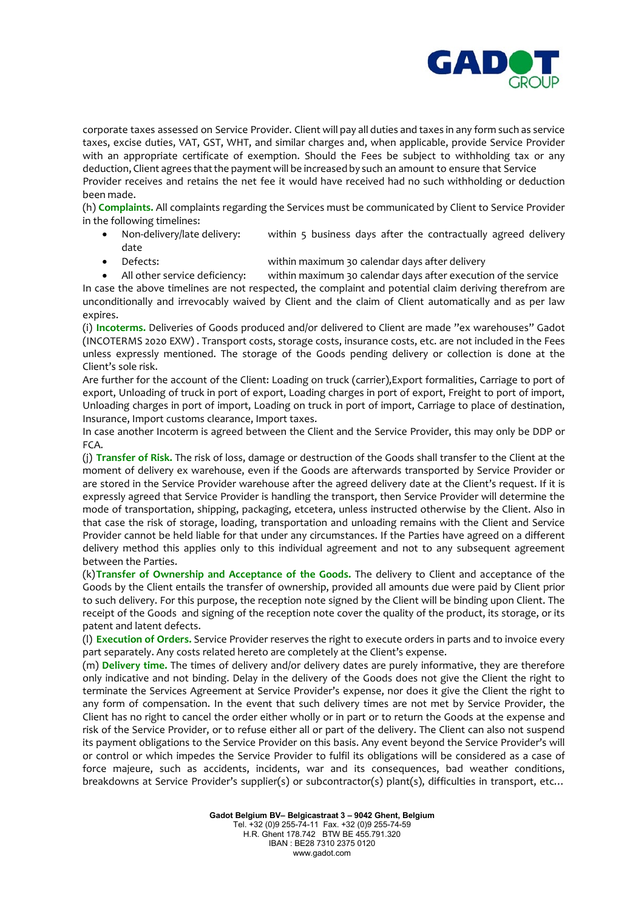corporate taxes assessed on Service Provider. Client will pay all duties and taxes in any form such as service taxes, excise duties, VAT, GST, WHT, and similar charges and, when applicable, provide Service Provider with an appropriate certificate of exemption. Should the Fees be subject to withholding tax or any deduction, Client agrees that the payment will be increased by such an amount to ensure that Service Provider receives and retains the net fee it would have received had no such withholding or deduction been made.

(h) **Complaints.** All complaints regarding the Services must be communicated by Client to Service Provider in the following timelines:

- Non-delivery/late delivery: within 5 business days after the contractually agreed delivery date
- Defects: within maximum 30 calendar days after delivery
- All other service deficiency: within maximum 30 calendar days after execution of the service

In case the above timelines are not respected, the complaint and potential claim deriving therefrom are unconditionally and irrevocably waived by Client and the claim of Client automatically and as per law expires.

(i) **Incoterms.** Deliveries of Goods produced and/or delivered to Client are made "ex warehouses" Gadot (INCOTERMS 2020 EXW) . Transport costs, storage costs, insurance costs, etc. are not included in the Fees unless expressly mentioned. The storage of the Goods pending delivery or collection is done at the Client's sole risk.

Are further for the account of the Client: Loading on truck (carrier),Export formalities, Carriage to port of export, Unloading of truck in port of export, Loading charges in port of export, Freight to port of import, Unloading charges in port of import, Loading on truck in port of import, Carriage to place of destination, Insurance, Import customs clearance, Import taxes.

In case another Incoterm is agreed between the Client and the Service Provider, this may only be DDP or FCA.

(j) **Transfer of Risk.** The risk of loss, damage or destruction of the Goods shall transfer to the Client at the moment of delivery ex warehouse, even if the Goods are afterwards transported by Service Provider or are stored in the Service Provider warehouse after the agreed delivery date at the Client's request. If it is expressly agreed that Service Provider is handling the transport, then Service Provider will determine the mode of transportation, shipping, packaging, etcetera, unless instructed otherwise by the Client. Also in that case the risk of storage, loading, transportation and unloading remains with the Client and Service Provider cannot be held liable for that under any circumstances. If the Parties have agreed on a different delivery method this applies only to this individual agreement and not to any subsequent agreement between the Parties.

(k)**Transfer of Ownership and Acceptance of the Goods.** The delivery to Client and acceptance of the Goods by the Client entails the transfer of ownership, provided all amounts due were paid by Client prior to such delivery. For this purpose, the reception note signed by the Client will be binding upon Client. The receipt of the Goods and signing of the reception note cover the quality of the product, its storage, or its patent and latent defects.

(l) **Execution of Orders.** Service Provider reserves the right to execute orders in parts and to invoice every part separately. Any costs related hereto are completely at the Client's expense.

(m) **Delivery time.** The times of delivery and/or delivery dates are purely informative, they are therefore only indicative and not binding. Delay in the delivery of the Goods does not give the Client the right to terminate the Services Agreement at Service Provider's expense, nor does it give the Client the right to any form of compensation. In the event that such delivery times are not met by Service Provider, the Client has no right to cancel the order either wholly or in part or to return the Goods at the expense and risk of the Service Provider, or to refuse either all or part of the delivery. The Client can also not suspend its payment obligations to the Service Provider on this basis. Any event beyond the Service Provider's will or control or which impedes the Service Provider to fulfil its obligations will be considered as a case of force majeure, such as accidents, incidents, war and its consequences, bad weather conditions, breakdowns at Service Provider's supplier(s) or subcontractor(s) plant(s), difficulties in transport, etc...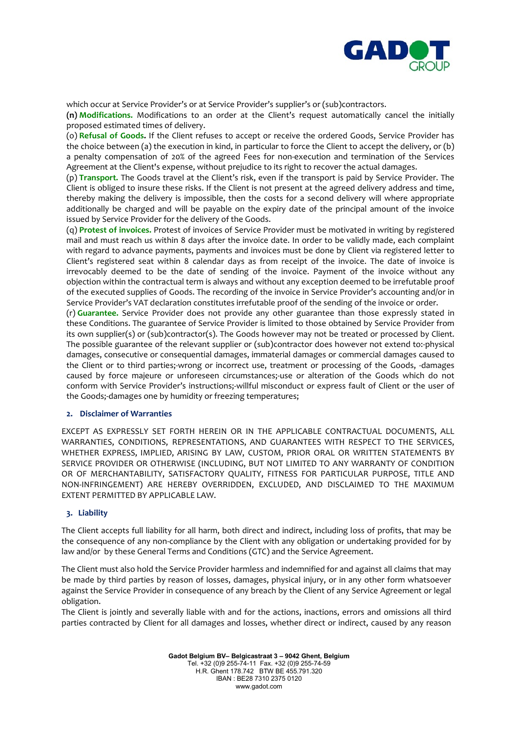which occur at Service Provider's or at Service Provider's supplier's or (sub)contractors.

**(n) Modifications.** Modifications to an order at the Client's request automatically cancel the initially proposed estimated times of delivery.

(o) **Refusal of Goods.** If the Client refuses to accept or receive the ordered Goods, Service Provider has the choice between (a) the execution in kind, in particular to force the Client to accept the delivery, or (b) a penalty compensation of 20% of the agreed Fees for non-execution and termination of the Services Agreement at the Client's expense, without prejudice to its right to recover the actual damages.

(p) **Transport.** The Goods travel at the Client's risk, even if the transport is paid by Service Provider. The Client is obliged to insure these risks. If the Client is not present at the agreed delivery address and time, thereby making the delivery is impossible, then the costs for a second delivery will where appropriate additionally be charged and will be payable on the expiry date of the principal amount of the invoice issued by Service Provider for the delivery of the Goods.

(q) **Protest of invoices.** Protest of invoices of Service Provider must be motivated in writing by registered mail and must reach us within 8 days after the invoice date. In order to be validly made, each complaint with regard to advance payments, payments and invoices must be done by Client via registered letter to Client's registered seat within 8 calendar days as from receipt of the invoice. The date of invoice is irrevocably deemed to be the date of sending of the invoice. Payment of the invoice without any objection within the contractual term is always and without any exception deemed to be irrefutable proof of the executed supplies of Goods. The recording of the invoice in Service Provider's accounting and/or in Service Provider's VAT declaration constitutes irrefutable proof of the sending of the invoice or order.

(r) **Guarantee.** Service Provider does not provide any other guarantee than those expressly stated in these Conditions. The guarantee of Service Provider is limited to those obtained by Service Provider from its own supplier(s) or (sub)contractor(s). The Goods however may not be treated or processed by Client. The possible guarantee of the relevant supplier or (sub)contractor does however not extend to:-physical damages, consecutive or consequential damages, immaterial damages or commercial damages caused to the Client or to third parties;-wrong or incorrect use, treatment or processing of the Goods, -damages caused by force majeure or unforeseen circumstances;-use or alteration of the Goods which do not conform with Service Provider's instructions;-willful misconduct or express fault of Client or the user of the Goods;-damages one by humidity or freezing temperatures;

## 2. Disclaimer of Warranties

EXCEPT AS EXPRESSLY SET FORTH HEREIN OR IN THE APPLICABLE CONTRACTUAL DOCUMENTS, ALL WARRANTIES, CONDITIONS, REPRESENTATIONS, AND GUARANTEES WITH RESPECT TO THE SERVICES, WHETHER EXPRESS, IMPLIED, ARISING BY LAW, CUSTOM, PRIOR ORAL OR WRITTEN STATEMENTS BY SERVICE PROVIDER OR OTHERWISE (INCLUDING, BUT NOT LIMITED TO ANY WARRANTY OF CONDITION OR OF MERCHANTABILITY, SATISFACTORY QUALITY, FITNESS FOR PARTICULAR PURPOSE, TITLE AND NON-INFRINGEMENT) ARE HEREBY OVERRIDDEN, EXCLUDED, AND DISCLAIMED TO THE MAXIMUM EXTENT PERMITTED BY APPLICABLE LAW.

## 3. Liability

The Client accepts full liability for all harm, both direct and indirect, including loss of profits, that may be the consequence of any non-compliance by the Client with any obligation or undertaking provided for by law and/or by these General Terms and Conditions (GTC) and the Service Agreement.

The Client must also hold the Service Provider harmless and indemnified for and against all claims that may be made by third parties by reason of losses, damages, physical injury, or in any other form whatsoever against the Service Provider in consequence of any breach by the Client of any Service Agreement or legal obligation.

The Client is jointly and severally liable with and for the actions, inactions, errors and omissions all third parties contracted by Client for all damages and losses, whether direct or indirect, caused by any reason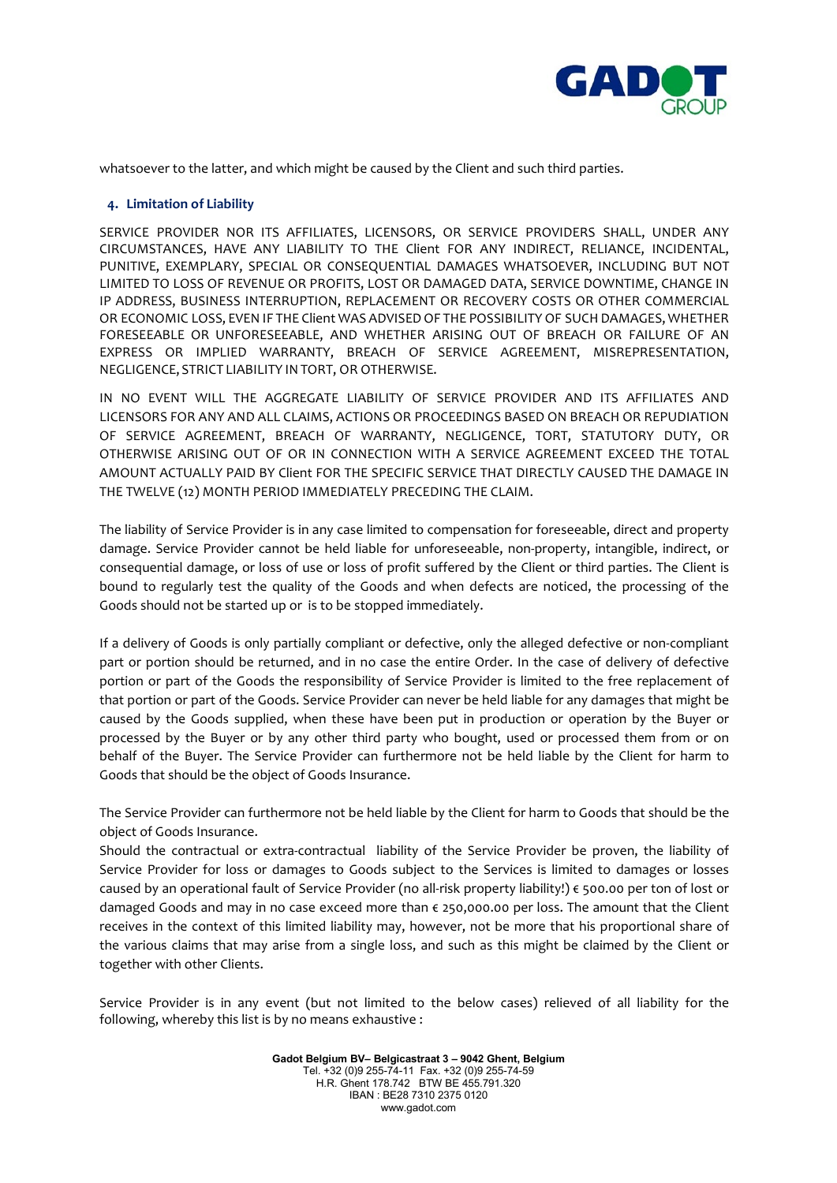whatsoever to the latter, and which might be caused by the Client and such third parties.

## 4. Limitation of Liability

SERVICE PROVIDER NOR ITS AFFILIATES, LICENSORS, OR SERVICE PROVIDERS SHALL, UNDER ANY CIRCUMSTANCES, HAVE ANY LIABILITY TO THE Client FOR ANY INDIRECT, RELIANCE, INCIDENTAL, PUNITIVE, EXEMPLARY, SPECIAL OR CONSEQUENTIAL DAMAGES WHATSOEVER, INCLUDING BUT NOT LIMITED TO LOSS OF REVENUE OR PROFITS, LOST OR DAMAGED DATA, SERVICE DOWNTIME, CHANGE IN IP ADDRESS, BUSINESS INTERRUPTION, REPLACEMENT OR RECOVERY COSTS OR OTHER COMMERCIAL OR ECONOMIC LOSS, EVEN IF THE Client WAS ADVISED OF THE POSSIBILITY OF SUCH DAMAGES, WHETHER FORESEEABLE OR UNFORESEEABLE, AND WHETHER ARISING OUT OF BREACH OR FAILURE OF AN EXPRESS OR IMPLIED WARRANTY, BREACH OF SERVICE AGREEMENT, MISREPRESENTATION, NEGLIGENCE, STRICT LIABILITY IN TORT, OR OTHERWISE.

IN NO EVENT WILL THE AGGREGATE LIABILITY OF SERVICE PROVIDER AND ITS AFFILIATES AND LICENSORS FOR ANY AND ALL CLAIMS, ACTIONS OR PROCEEDINGS BASED ON BREACH OR REPUDIATION OF SERVICE AGREEMENT, BREACH OF WARRANTY, NEGLIGENCE, TORT, STATUTORY DUTY, OR OTHERWISE ARISING OUT OF OR IN CONNECTION WITH A SERVICE AGREEMENT EXCEED THE TOTAL AMOUNT ACTUALLY PAID BY Client FOR THE SPECIFIC SERVICE THAT DIRECTLY CAUSED THE DAMAGE IN THE TWELVE (12) MONTH PERIOD IMMEDIATELY PRECEDING THE CLAIM.

The liability of Service Provider is in any case limited to compensation for foreseeable, direct and property damage. Service Provider cannot be held liable for unforeseeable, non-property, intangible, indirect, or consequential damage, or loss of use or loss of profit suffered by the Client or third parties. The Client is bound to regularly test the quality of the Goods and when defects are noticed, the processing of the Goods should not be started up or is to be stopped immediately.

If a delivery of Goods is only partially compliant or defective, only the alleged defective or non-compliant part or portion should be returned, and in no case the entire Order. In the case of delivery of defective portion or part of the Goods the responsibility of Service Provider is limited to the free replacement of that portion or part of the Goods. Service Provider can never be held liable for any damages that might be caused by the Goods supplied, when these have been put in production or operation by the Buyer or processed by the Buyer or by any other third party who bought, used or processed them from or on behalf of the Buyer. The Service Provider can furthermore not be held liable by the Client for harm to Goods that should be the object of Goods Insurance.

The Service Provider can furthermore not be held liable by the Client for harm to Goods that should be the object of Goods Insurance.
Should the contractual or extra-contractual liability of the Service Provider be proven, the liability of Service Provider for loss or damages to Goods subject to the Services is limited to damages or losses caused by an operational fault of Service Provider (no all-risk property liability!) € 500.00 per ton of lost or damaged Goods and may in no case exceed more than € 250,000.00 per loss. The amount that the Client receives in the context of this limited liability may, however, not be more that his proportional share of the various claims that may arise from a single loss, and such as this might be claimed by the Client or together with other Clients.

Service Provider is in any event (but not limited to the below cases) relieved of all liability for the following, whereby this list is by no means exhaustive :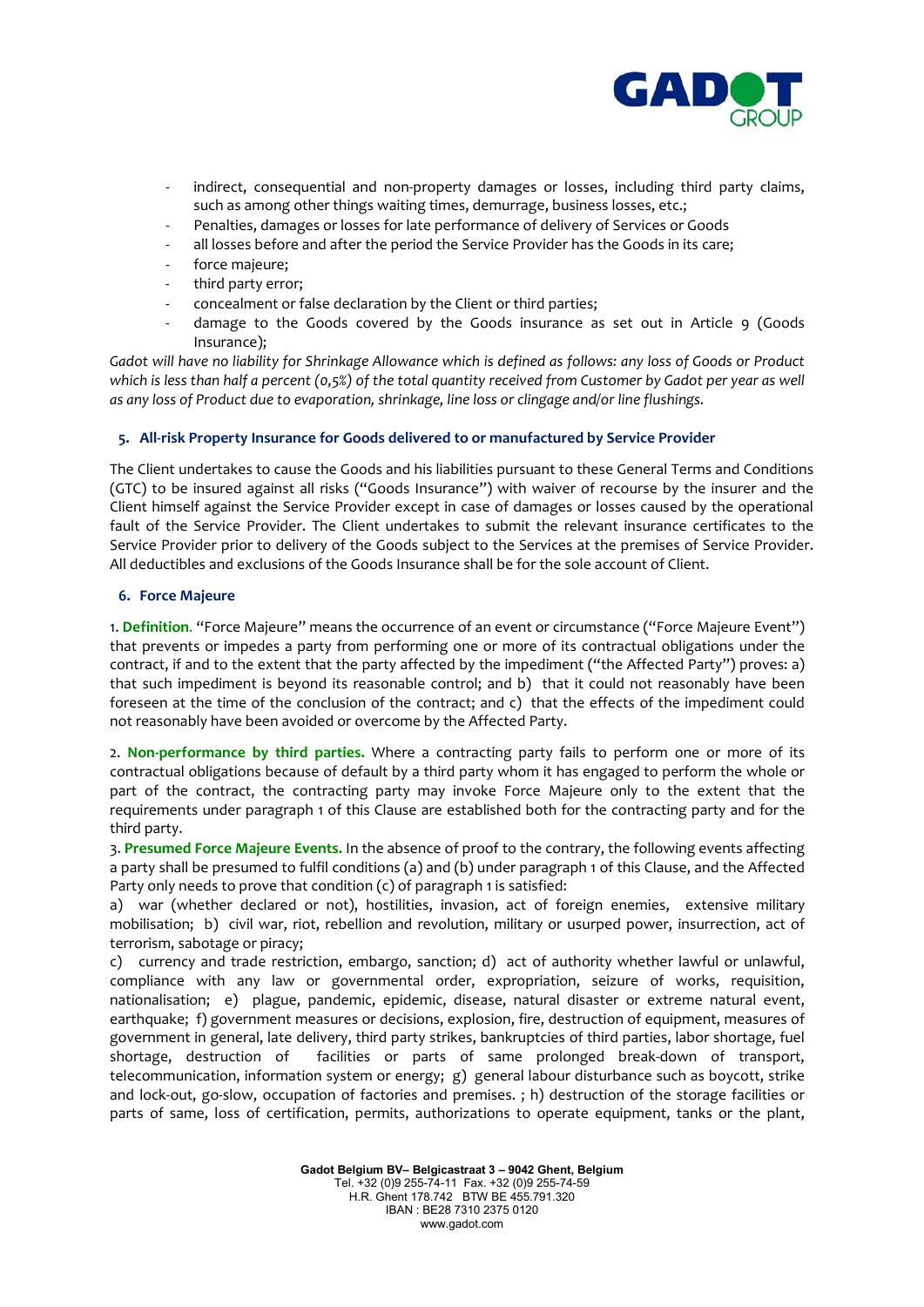- indirect, consequential and non-property damages or losses, including third party claims, such as among other things waiting times, demurrage, business losses, etc.;
- Penalties, damages or losses for late performance of delivery of Services or Goods
- all losses before and after the period the Service Provider has the Goods in its care;
- force majeure;
- third party error;
- concealment or false declaration by the Client or third parties;
- damage to the Goods covered by the Goods insurance as set out in Article 9 (Goods Insurance);

*Gadot will have no liability for Shrinkage Allowance which is defined as follows: any loss of Goods or Product which is less than half a percent (0,5%) of the total quantity received from Customer by Gadot per year as well as any loss of Product due to evaporation, shrinkage, line loss or clingage and/or line flushings.*

## 5. All-risk Property Insurance for Goods delivered to or manufactured by Service Provider

The Client undertakes to cause the Goods and his liabilities pursuant to these General Terms and Conditions (GTC) to be insured against all risks ("Goods Insurance") with waiver of recourse by the insurer and the Client himself against the Service Provider except in case of damages or losses caused by the operational fault of the Service Provider. The Client undertakes to submit the relevant insurance certificates to the Service Provider prior to delivery of the Goods subject to the Services at the premises of Service Provider. All deductibles and exclusions of the Goods Insurance shall be for the sole account of Client.

## 6. Force Majeure

1. **Definition**. "Force Majeure" means the occurrence of an event or circumstance ("Force Majeure Event") that prevents or impedes a party from performing one or more of its contractual obligations under the contract, if and to the extent that the party affected by the impediment ("the Affected Party") proves: a) that such impediment is beyond its reasonable control; and b) that it could not reasonably have been foreseen at the time of the conclusion of the contract; and c) that the effects of the impediment could not reasonably have been avoided or overcome by the Affected Party.

2. **Non-performance by third parties.** Where a contracting party fails to perform one or more of its contractual obligations because of default by a third party whom it has engaged to perform the whole or part of the contract, the contracting party may invoke Force Majeure only to the extent that the requirements under paragraph 1 of this Clause are established both for the contracting party and for the third party.

3. **Presumed Force Majeure Events.** In the absence of proof to the contrary, the following events affecting a party shall be presumed to fulfil conditions (a) and (b) under paragraph 1 of this Clause, and the Affected Party only needs to prove that condition (c) of paragraph 1 is satisfied:
a) war (whether declared or not), hostilities, invasion, act of foreign enemies, extensive military mobilisation; b) civil war, riot, rebellion and revolution, military or usurped power, insurrection, act of terrorism, sabotage or piracy;
c) currency and trade restriction, embargo, sanction; d) act of authority whether lawful or unlawful, compliance with any law or governmental order, expropriation, seizure of works, requisition, nationalisation; e) plague, pandemic, epidemic, disease, natural disaster or extreme natural event, earthquake; f) government measures or decisions, explosion, fire, destruction of equipment, measures of government in general, late delivery, third party strikes, bankruptcies of third parties, labor shortage, fuel shortage, destruction of facilities or parts of same prolonged break-down of transport, telecommunication, information system or energy; g) general labour disturbance such as boycott, strike and lock-out, go-slow, occupation of factories and premises. ; h) destruction of the storage facilities or parts of same, loss of certification, permits, authorizations to operate equipment, tanks or the plant,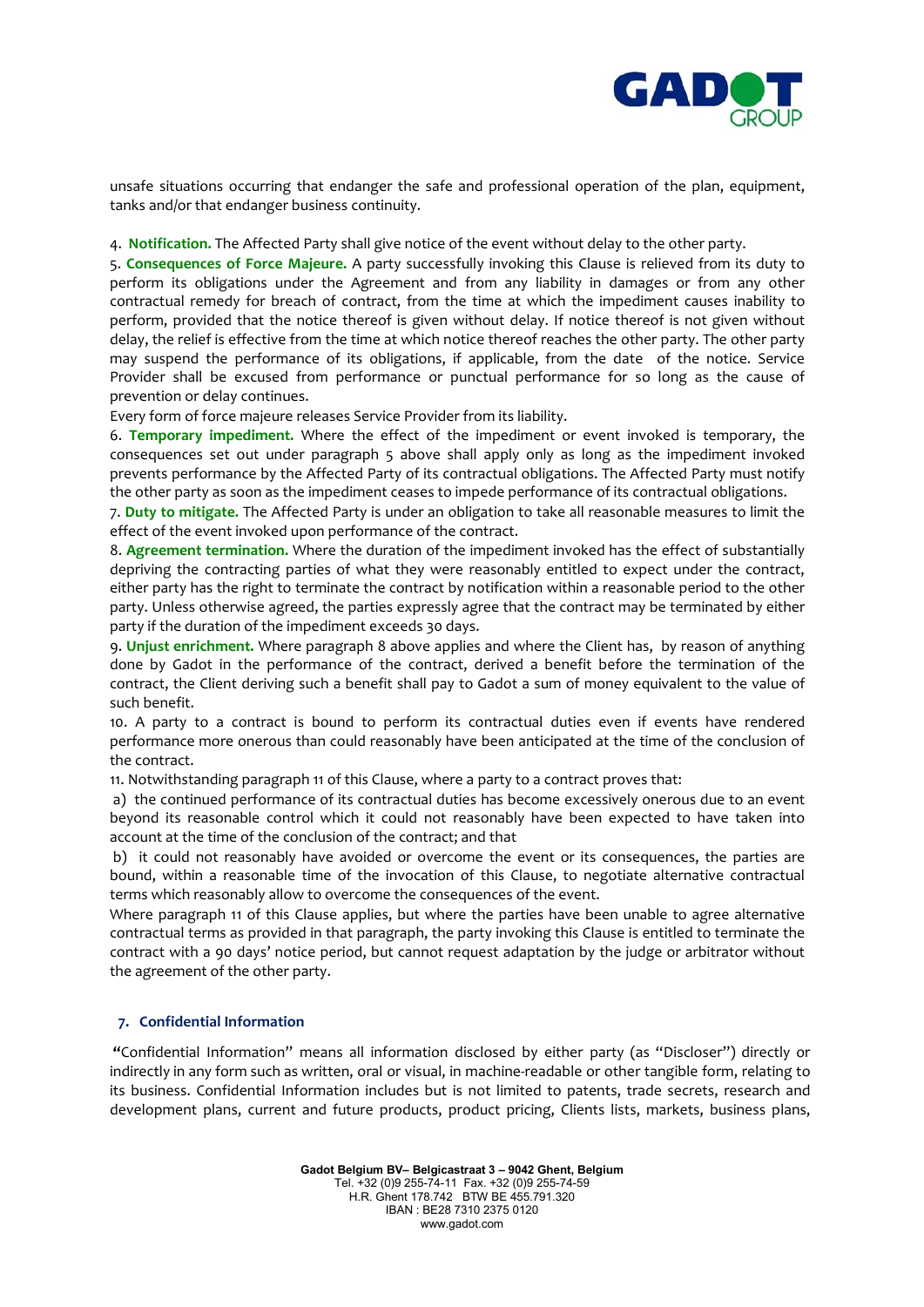unsafe situations occurring that endanger the safe and professional operation of the plan, equipment, tanks and/or that endanger business continuity.

4. **Notification.** The Affected Party shall give notice of the event without delay to the other party.

5. **Consequences of Force Majeure.** A party successfully invoking this Clause is relieved from its duty to perform its obligations under the Agreement and from any liability in damages or from any other contractual remedy for breach of contract, from the time at which the impediment causes inability to perform, provided that the notice thereof is given without delay. If notice thereof is not given without delay, the relief is effective from the time at which notice thereof reaches the other party. The other party may suspend the performance of its obligations, if applicable, from the date of the notice. Service Provider shall be excused from performance or punctual performance for so long as the cause of prevention or delay continues.

Every form of force majeure releases Service Provider from its liability.

6. **Temporary impediment.** Where the effect of the impediment or event invoked is temporary, the consequences set out under paragraph 5 above shall apply only as long as the impediment invoked prevents performance by the Affected Party of its contractual obligations. The Affected Party must notify the other party as soon as the impediment ceases to impede performance of its contractual obligations.

7. **Duty to mitigate.** The Affected Party is under an obligation to take all reasonable measures to limit the effect of the event invoked upon performance of the contract.

8. **Agreement termination.** Where the duration of the impediment invoked has the effect of substantially depriving the contracting parties of what they were reasonably entitled to expect under the contract, either party has the right to terminate the contract by notification within a reasonable period to the other party. Unless otherwise agreed, the parties expressly agree that the contract may be terminated by either party if the duration of the impediment exceeds 30 days.

9. **Unjust enrichment.** Where paragraph 8 above applies and where the Client has, by reason of anything done by Gadot in the performance of the contract, derived a benefit before the termination of the contract, the Client deriving such a benefit shall pay to Gadot a sum of money equivalent to the value of such benefit.

10. A party to a contract is bound to perform its contractual duties even if events have rendered performance more onerous than could reasonably have been anticipated at the time of the conclusion of the contract.

11. Notwithstanding paragraph 11 of this Clause, where a party to a contract proves that:

a) the continued performance of its contractual duties has become excessively onerous due to an event beyond its reasonable control which it could not reasonably have been expected to have taken into account at the time of the conclusion of the contract; and that

b) it could not reasonably have avoided or overcome the event or its consequences, the parties are bound, within a reasonable time of the invocation of this Clause, to negotiate alternative contractual terms which reasonably allow to overcome the consequences of the event.

Where paragraph 11 of this Clause applies, but where the parties have been unable to agree alternative contractual terms as provided in that paragraph, the party invoking this Clause is entitled to terminate the contract with a 90 days' notice period, but cannot request adaptation by the judge or arbitrator without the agreement of the other party.

## 7. Confidential Information

"Confidential Information" means all information disclosed by either party (as "Discloser") directly or indirectly in any form such as written, oral or visual, in machine-readable or other tangible form, relating to its business. Confidential Information includes but is not limited to patents, trade secrets, research and development plans, current and future products, product pricing, Clients lists, markets, business plans,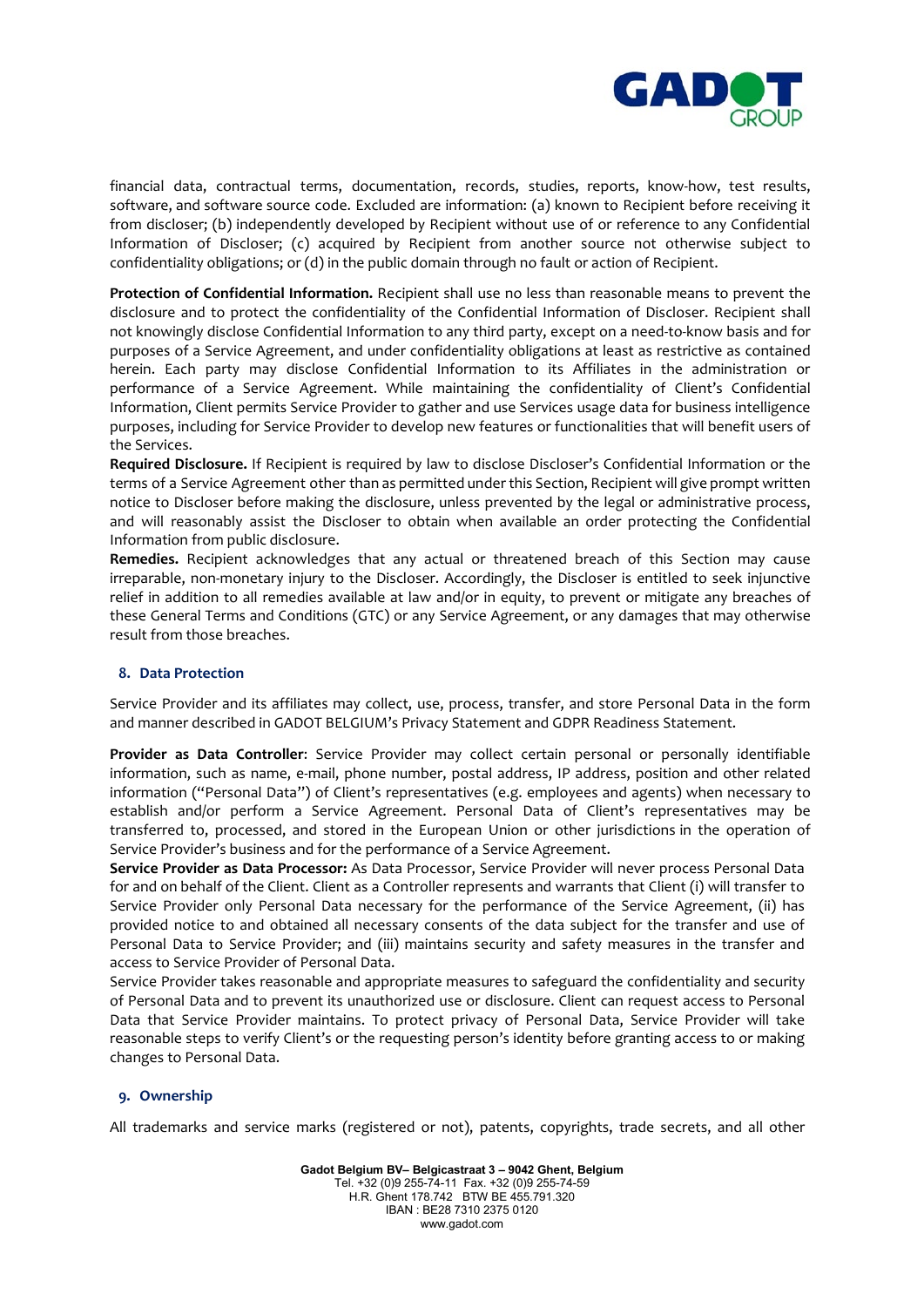financial data, contractual terms, documentation, records, studies, reports, know-how, test results, software, and software source code. Excluded are information: (a) known to Recipient before receiving it from discloser; (b) independently developed by Recipient without use of or reference to any Confidential Information of Discloser; (c) acquired by Recipient from another source not otherwise subject to confidentiality obligations; or (d) in the public domain through no fault or action of Recipient.

**Protection of Confidential Information.** Recipient shall use no less than reasonable means to prevent the disclosure and to protect the confidentiality of the Confidential Information of Discloser. Recipient shall not knowingly disclose Confidential Information to any third party, except on a need-to-know basis and for purposes of a Service Agreement, and under confidentiality obligations at least as restrictive as contained herein. Each party may disclose Confidential Information to its Affiliates in the administration or performance of a Service Agreement. While maintaining the confidentiality of Client's Confidential Information, Client permits Service Provider to gather and use Services usage data for business intelligence purposes, including for Service Provider to develop new features or functionalities that will benefit users of the Services.

**Required Disclosure.** If Recipient is required by law to disclose Discloser's Confidential Information or the terms of a Service Agreement other than as permitted under this Section, Recipient will give prompt written notice to Discloser before making the disclosure, unless prevented by the legal or administrative process, and will reasonably assist the Discloser to obtain when available an order protecting the Confidential Information from public disclosure.

**Remedies.** Recipient acknowledges that any actual or threatened breach of this Section may cause irreparable, non-monetary injury to the Discloser. Accordingly, the Discloser is entitled to seek injunctive relief in addition to all remedies available at law and/or in equity, to prevent or mitigate any breaches of these General Terms and Conditions (GTC) or any Service Agreement, or any damages that may otherwise result from those breaches.

## 8. Data Protection

Service Provider and its affiliates may collect, use, process, transfer, and store Personal Data in the form and manner described in GADOT BELGIUM's Privacy Statement and GDPR Readiness Statement.

**Provider as Data Controller**: Service Provider may collect certain personal or personally identifiable information, such as name, e-mail, phone number, postal address, IP address, position and other related information ("Personal Data") of Client's representatives (e.g. employees and agents) when necessary to establish and/or perform a Service Agreement. Personal Data of Client's representatives may be transferred to, processed, and stored in the European Union or other jurisdictions in the operation of Service Provider's business and for the performance of a Service Agreement.

**Service Provider as Data Processor:** As Data Processor, Service Provider will never process Personal Data for and on behalf of the Client. Client as a Controller represents and warrants that Client (i) will transfer to Service Provider only Personal Data necessary for the performance of the Service Agreement, (ii) has provided notice to and obtained all necessary consents of the data subject for the transfer and use of Personal Data to Service Provider; and (iii) maintains security and safety measures in the transfer and access to Service Provider of Personal Data.

Service Provider takes reasonable and appropriate measures to safeguard the confidentiality and security of Personal Data and to prevent its unauthorized use or disclosure. Client can request access to Personal Data that Service Provider maintains. To protect privacy of Personal Data, Service Provider will take reasonable steps to verify Client's or the requesting person's identity before granting access to or making changes to Personal Data.

## 9. Ownership

All trademarks and service marks (registered or not), patents, copyrights, trade secrets, and all other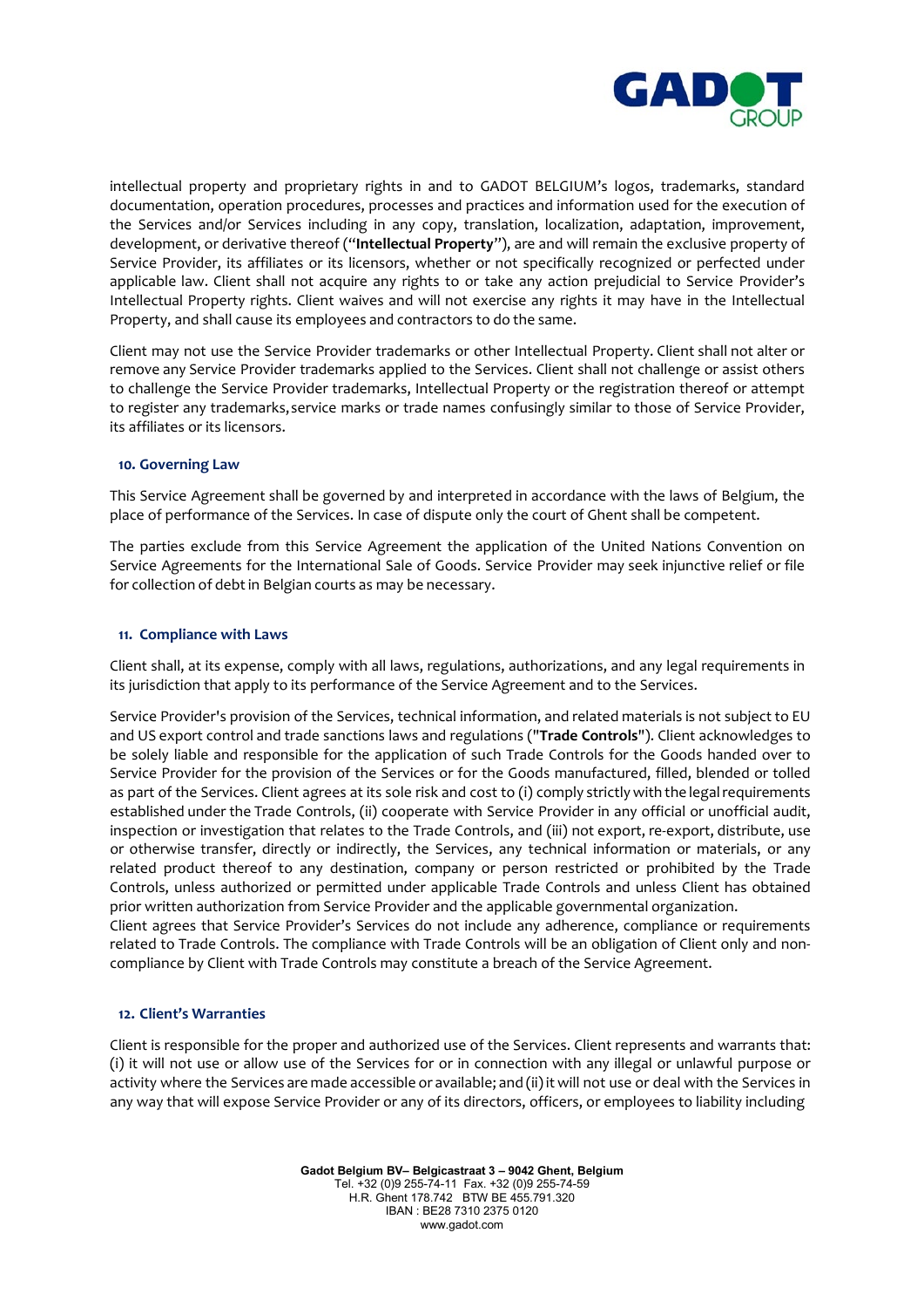intellectual property and proprietary rights in and to GADOT BELGIUM's logos, trademarks, standard documentation, operation procedures, processes and practices and information used for the execution of the Services and/or Services including in any copy, translation, localization, adaptation, improvement, development, or derivative thereof ("**Intellectual Property**"), are and will remain the exclusive property of Service Provider, its affiliates or its licensors, whether or not specifically recognized or perfected under applicable law. Client shall not acquire any rights to or take any action prejudicial to Service Provider's Intellectual Property rights. Client waives and will not exercise any rights it may have in the Intellectual Property, and shall cause its employees and contractors to do the same.

Client may not use the Service Provider trademarks or other Intellectual Property. Client shall not alter or remove any Service Provider trademarks applied to the Services. Client shall not challenge or assist others to challenge the Service Provider trademarks, Intellectual Property or the registration thereof or attempt to register any trademarks, service marks or trade names confusingly similar to those of Service Provider, its affiliates or its licensors.

## 10. Governing Law

This Service Agreement shall be governed by and interpreted in accordance with the laws of Belgium, the place of performance of the Services. In case of dispute only the court of Ghent shall be competent.

The parties exclude from this Service Agreement the application of the United Nations Convention on Service Agreements for the International Sale of Goods. Service Provider may seek injunctive relief or file for collection of debt in Belgian courts as may be necessary.

## 11. Compliance with Laws

Client shall, at its expense, comply with all laws, regulations, authorizations, and any legal requirements in its jurisdiction that apply to its performance of the Service Agreement and to the Services.

Service Provider's provision of the Services, technical information, and related materials is not subject to EU and US export control and trade sanctions laws and regulations ("**Trade Controls**"). Client acknowledges to be solely liable and responsible for the application of such Trade Controls for the Goods handed over to Service Provider for the provision of the Services or for the Goods manufactured, filled, blended or tolled as part of the Services. Client agrees at its sole risk and cost to (i) comply strictly with the legal requirements established under the Trade Controls, (ii) cooperate with Service Provider in any official or unofficial audit, inspection or investigation that relates to the Trade Controls, and (iii) not export, re-export, distribute, use or otherwise transfer, directly or indirectly, the Services, any technical information or materials, or any related product thereof to any destination, company or person restricted or prohibited by the Trade Controls, unless authorized or permitted under applicable Trade Controls and unless Client has obtained prior written authorization from Service Provider and the applicable governmental organization.
Client agrees that Service Provider's Services do not include any adherence, compliance or requirements related to Trade Controls. The compliance with Trade Controls will be an obligation of Client only and non-compliance by Client with Trade Controls may constitute a breach of the Service Agreement.

## 12. Client's Warranties

Client is responsible for the proper and authorized use of the Services. Client represents and warrants that: (i) it will not use or allow use of the Services for or in connection with any illegal or unlawful purpose or activity where the Services are made accessible or available; and (ii) it will not use or deal with the Services in any way that will expose Service Provider or any of its directors, officers, or employees to liability including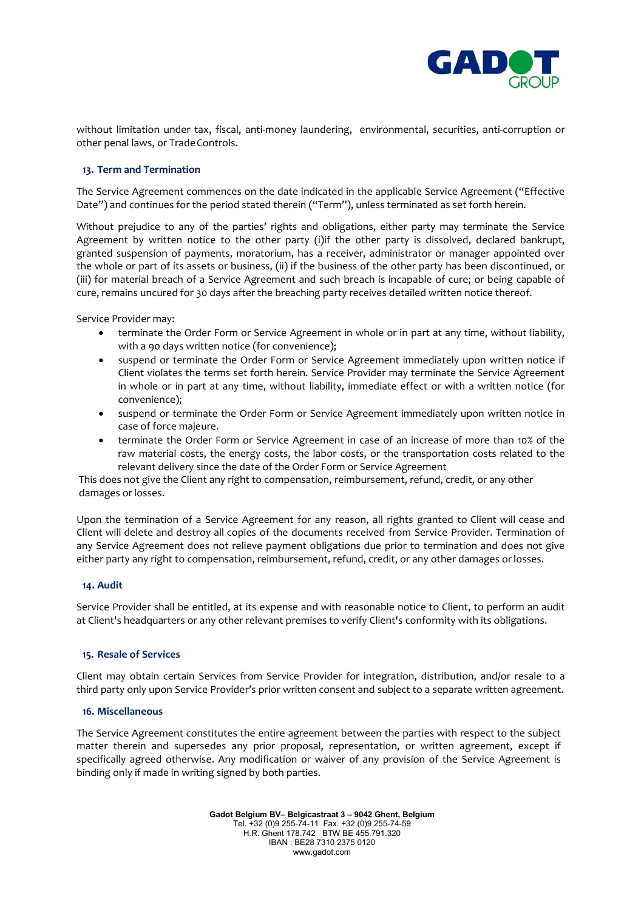without limitation under tax, fiscal, anti-money laundering, environmental, securities, anti-corruption or other penal laws, or Trade Controls.

## 13. Term and Termination

The Service Agreement commences on the date indicated in the applicable Service Agreement ("Effective Date") and continues for the period stated therein ("Term"), unless terminated as set forth herein.

Without prejudice to any of the parties' rights and obligations, either party may terminate the Service Agreement by written notice to the other party (i)if the other party is dissolved, declared bankrupt, granted suspension of payments, moratorium, has a receiver, administrator or manager appointed over the whole or part of its assets or business, (ii) if the business of the other party has been discontinued, or (iii) for material breach of a Service Agreement and such breach is incapable of cure; or being capable of cure, remains uncured for 30 days after the breaching party receives detailed written notice thereof.

Service Provider may:

- terminate the Order Form or Service Agreement in whole or in part at any time, without liability, with a 90 days written notice (for convenience);
- suspend or terminate the Order Form or Service Agreement immediately upon written notice if Client violates the terms set forth herein. Service Provider may terminate the Service Agreement in whole or in part at any time, without liability, immediate effect or with a written notice (for convenience);
- suspend or terminate the Order Form or Service Agreement immediately upon written notice in case of force majeure.
- terminate the Order Form or Service Agreement in case of an increase of more than 10% of the raw material costs, the energy costs, the labor costs, or the transportation costs related to the relevant delivery since the date of the Order Form or Service Agreement

This does not give the Client any right to compensation, reimbursement, refund, credit, or any other damages or losses.

Upon the termination of a Service Agreement for any reason, all rights granted to Client will cease and Client will delete and destroy all copies of the documents received from Service Provider. Termination of any Service Agreement does not relieve payment obligations due prior to termination and does not give either party any right to compensation, reimbursement, refund, credit, or any other damages or losses.

## 14. Audit

Service Provider shall be entitled, at its expense and with reasonable notice to Client, to perform an audit at Client's headquarters or any other relevant premises to verify Client's conformity with its obligations.

## 15. Resale of Services

Client may obtain certain Services from Service Provider for integration, distribution, and/or resale to a third party only upon Service Provider's prior written consent and subject to a separate written agreement.

## 16. Miscellaneous

The Service Agreement constitutes the entire agreement between the parties with respect to the subject matter therein and supersedes any prior proposal, representation, or written agreement, except if specifically agreed otherwise. Any modification or waiver of any provision of the Service Agreement is binding only if made in writing signed by both parties.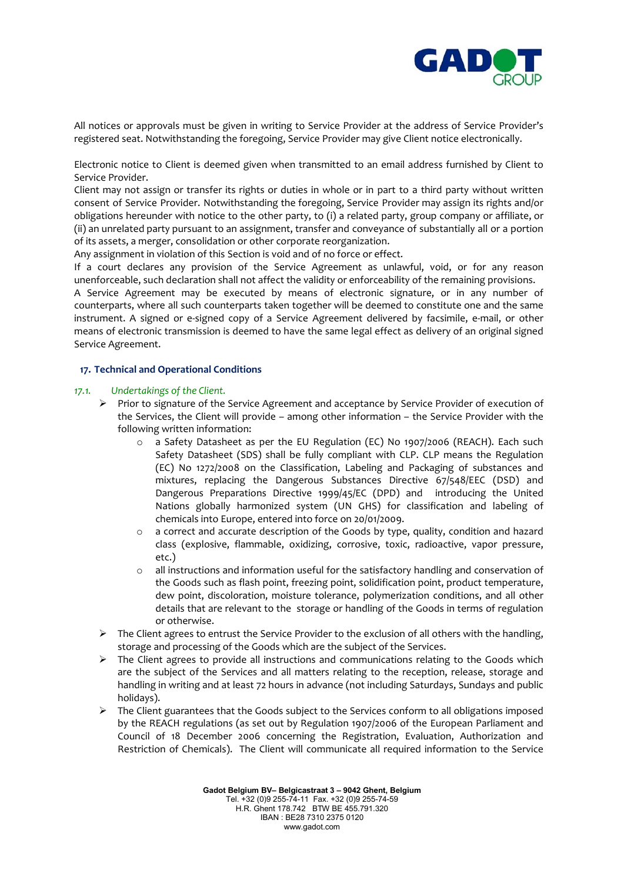All notices or approvals must be given in writing to Service Provider at the address of Service Provider's registered seat. Notwithstanding the foregoing, Service Provider may give Client notice electronically.

Electronic notice to Client is deemed given when transmitted to an email address furnished by Client to Service Provider.

Client may not assign or transfer its rights or duties in whole or in part to a third party without written consent of Service Provider. Notwithstanding the foregoing, Service Provider may assign its rights and/or obligations hereunder with notice to the other party, to (i) a related party, group company or affiliate, or (ii) an unrelated party pursuant to an assignment, transfer and conveyance of substantially all or a portion of its assets, a merger, consolidation or other corporate reorganization.

Any assignment in violation of this Section is void and of no force or effect.

If a court declares any provision of the Service Agreement as unlawful, void, or for any reason unenforceable, such declaration shall not affect the validity or enforceability of the remaining provisions.

A Service Agreement may be executed by means of electronic signature, or in any number of counterparts, where all such counterparts taken together will be deemed to constitute one and the same instrument. A signed or e-signed copy of a Service Agreement delivered by facsimile, e-mail, or other means of electronic transmission is deemed to have the same legal effect as delivery of an original signed Service Agreement.

## 17. Technical and Operational Conditions

*17.1. Undertakings of the Client.*

- Prior to signature of the Service Agreement and acceptance by Service Provider of execution of the Services, the Client will provide – among other information – the Service Provider with the following written information:
  - a Safety Datasheet as per the EU Regulation (EC) No 1907/2006 (REACH). Each such Safety Datasheet (SDS) shall be fully compliant with CLP. CLP means the Regulation (EC) No 1272/2008 on the Classification, Labeling and Packaging of substances and mixtures, replacing the Dangerous Substances Directive 67/548/EEC (DSD) and Dangerous Preparations Directive 1999/45/EC (DPD) and introducing the United Nations globally harmonized system (UN GHS) for classification and labeling of chemicals into Europe, entered into force on 20/01/2009.
  - a correct and accurate description of the Goods by type, quality, condition and hazard class (explosive, flammable, oxidizing, corrosive, toxic, radioactive, vapor pressure, etc.)
  - all instructions and information useful for the satisfactory handling and conservation of the Goods such as flash point, freezing point, solidification point, product temperature, dew point, discoloration, moisture tolerance, polymerization conditions, and all other details that are relevant to the storage or handling of the Goods in terms of regulation or otherwise.
- The Client agrees to entrust the Service Provider to the exclusion of all others with the handling, storage and processing of the Goods which are the subject of the Services.
- The Client agrees to provide all instructions and communications relating to the Goods which are the subject of the Services and all matters relating to the reception, release, storage and handling in writing and at least 72 hours in advance (not including Saturdays, Sundays and public holidays).
- The Client guarantees that the Goods subject to the Services conform to all obligations imposed by the REACH regulations (as set out by Regulation 1907/2006 of the European Parliament and Council of 18 December 2006 concerning the Registration, Evaluation, Authorization and Restriction of Chemicals). The Client will communicate all required information to the Service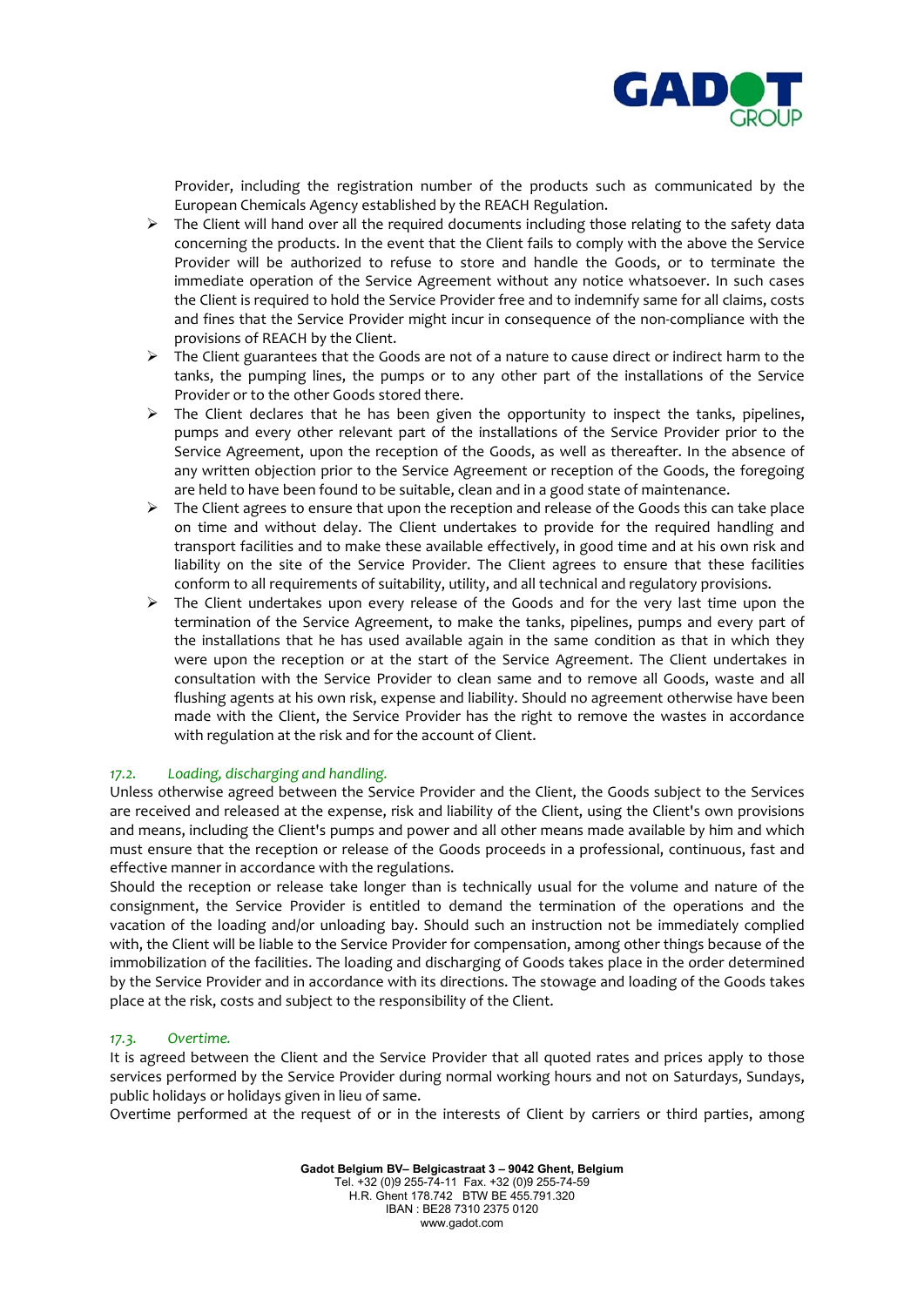Provider, including the registration number of the products such as communicated by the European Chemicals Agency established by the REACH Regulation.

- The Client will hand over all the required documents including those relating to the safety data concerning the products. In the event that the Client fails to comply with the above the Service Provider will be authorized to refuse to store and handle the Goods, or to terminate the immediate operation of the Service Agreement without any notice whatsoever. In such cases the Client is required to hold the Service Provider free and to indemnify same for all claims, costs and fines that the Service Provider might incur in consequence of the non-compliance with the provisions of REACH by the Client.
- The Client guarantees that the Goods are not of a nature to cause direct or indirect harm to the tanks, the pumping lines, the pumps or to any other part of the installations of the Service Provider or to the other Goods stored there.
- The Client declares that he has been given the opportunity to inspect the tanks, pipelines, pumps and every other relevant part of the installations of the Service Provider prior to the Service Agreement, upon the reception of the Goods, as well as thereafter. In the absence of any written objection prior to the Service Agreement or reception of the Goods, the foregoing are held to have been found to be suitable, clean and in a good state of maintenance.
- The Client agrees to ensure that upon the reception and release of the Goods this can take place on time and without delay. The Client undertakes to provide for the required handling and transport facilities and to make these available effectively, in good time and at his own risk and liability on the site of the Service Provider. The Client agrees to ensure that these facilities conform to all requirements of suitability, utility, and all technical and regulatory provisions.
- The Client undertakes upon every release of the Goods and for the very last time upon the termination of the Service Agreement, to make the tanks, pipelines, pumps and every part of the installations that he has used available again in the same condition as that in which they were upon the reception or at the start of the Service Agreement. The Client undertakes in consultation with the Service Provider to clean same and to remove all Goods, waste and all flushing agents at his own risk, expense and liability. Should no agreement otherwise have been made with the Client, the Service Provider has the right to remove the wastes in accordance with regulation at the risk and for the account of Client.

### *17.2. Loading, discharging and handling.*

Unless otherwise agreed between the Service Provider and the Client, the Goods subject to the Services are received and released at the expense, risk and liability of the Client, using the Client's own provisions and means, including the Client's pumps and power and all other means made available by him and which must ensure that the reception or release of the Goods proceeds in a professional, continuous, fast and effective manner in accordance with the regulations.

Should the reception or release take longer than is technically usual for the volume and nature of the consignment, the Service Provider is entitled to demand the termination of the operations and the vacation of the loading and/or unloading bay. Should such an instruction not be immediately complied with, the Client will be liable to the Service Provider for compensation, among other things because of the immobilization of the facilities. The loading and discharging of Goods takes place in the order determined by the Service Provider and in accordance with its directions. The stowage and loading of the Goods takes place at the risk, costs and subject to the responsibility of the Client.

### *17.3. Overtime.*

It is agreed between the Client and the Service Provider that all quoted rates and prices apply to those services performed by the Service Provider during normal working hours and not on Saturdays, Sundays, public holidays or holidays given in lieu of same.

Overtime performed at the request of or in the interests of Client by carriers or third parties, among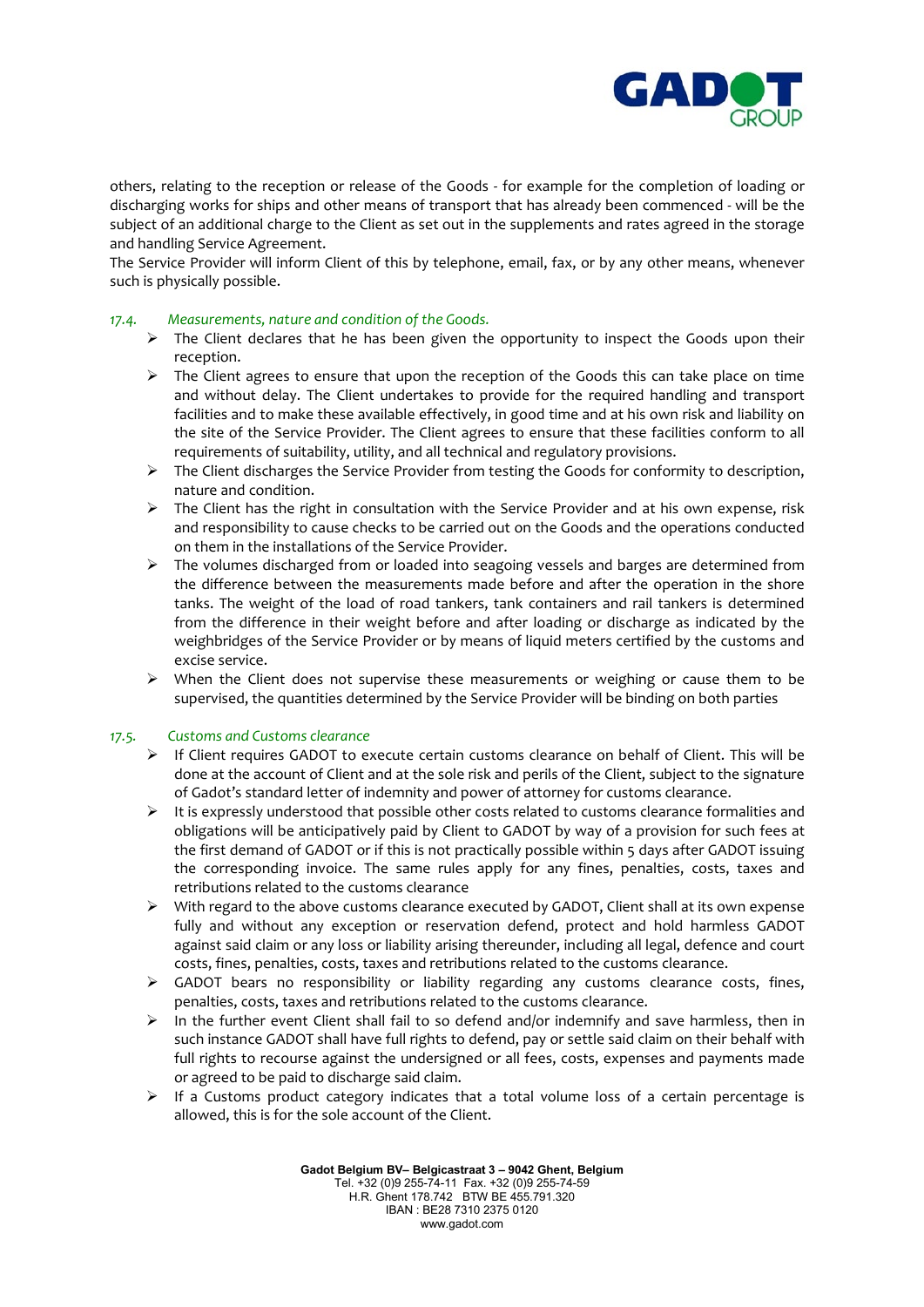others, relating to the reception or release of the Goods - for example for the completion of loading or discharging works for ships and other means of transport that has already been commenced - will be the subject of an additional charge to the Client as set out in the supplements and rates agreed in the storage and handling Service Agreement.
The Service Provider will inform Client of this by telephone, email, fax, or by any other means, whenever such is physically possible.

### 17.4. *Measurements, nature and condition of the Goods.*

- The Client declares that he has been given the opportunity to inspect the Goods upon their reception.
- The Client agrees to ensure that upon the reception of the Goods this can take place on time and without delay. The Client undertakes to provide for the required handling and transport facilities and to make these available effectively, in good time and at his own risk and liability on the site of the Service Provider. The Client agrees to ensure that these facilities conform to all requirements of suitability, utility, and all technical and regulatory provisions.
- The Client discharges the Service Provider from testing the Goods for conformity to description, nature and condition.
- The Client has the right in consultation with the Service Provider and at his own expense, risk and responsibility to cause checks to be carried out on the Goods and the operations conducted on them in the installations of the Service Provider.
- The volumes discharged from or loaded into seagoing vessels and barges are determined from the difference between the measurements made before and after the operation in the shore tanks. The weight of the load of road tankers, tank containers and rail tankers is determined from the difference in their weight before and after loading or discharge as indicated by the weighbridges of the Service Provider or by means of liquid meters certified by the customs and excise service.
- When the Client does not supervise these measurements or weighing or cause them to be supervised, the quantities determined by the Service Provider will be binding on both parties

### 17.5. *Customs and Customs clearance*

- If Client requires GADOT to execute certain customs clearance on behalf of Client. This will be done at the account of Client and at the sole risk and perils of the Client, subject to the signature of Gadot's standard letter of indemnity and power of attorney for customs clearance.
- It is expressly understood that possible other costs related to customs clearance formalities and obligations will be anticipatively paid by Client to GADOT by way of a provision for such fees at the first demand of GADOT or if this is not practically possible within 5 days after GADOT issuing the corresponding invoice. The same rules apply for any fines, penalties, costs, taxes and retributions related to the customs clearance
- With regard to the above customs clearance executed by GADOT, Client shall at its own expense fully and without any exception or reservation defend, protect and hold harmless GADOT against said claim or any loss or liability arising thereunder, including all legal, defence and court costs, fines, penalties, costs, taxes and retributions related to the customs clearance.
- GADOT bears no responsibility or liability regarding any customs clearance costs, fines, penalties, costs, taxes and retributions related to the customs clearance.
- In the further event Client shall fail to so defend and/or indemnify and save harmless, then in such instance GADOT shall have full rights to defend, pay or settle said claim on their behalf with full rights to recourse against the undersigned or all fees, costs, expenses and payments made or agreed to be paid to discharge said claim.
- If a Customs product category indicates that a total volume loss of a certain percentage is allowed, this is for the sole account of the Client.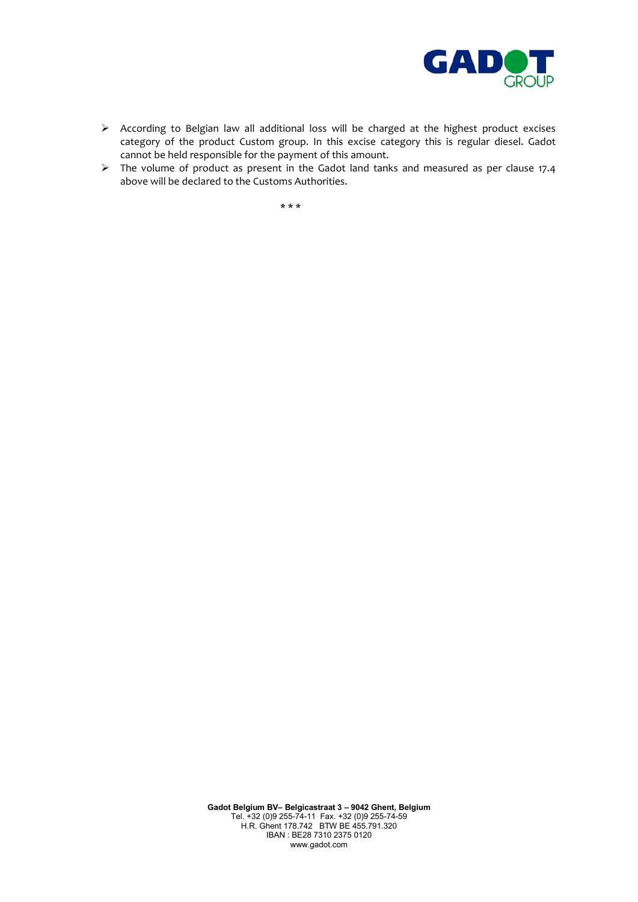- According to Belgian law all additional loss will be charged at the highest product excises category of the product Custom group. In this excise category this is regular diesel. Gadot cannot be held responsible for the payment of this amount.
- The volume of product as present in the Gadot land tanks and measured as per clause 17.4 above will be declared to the Customs Authorities.

\* \* \*